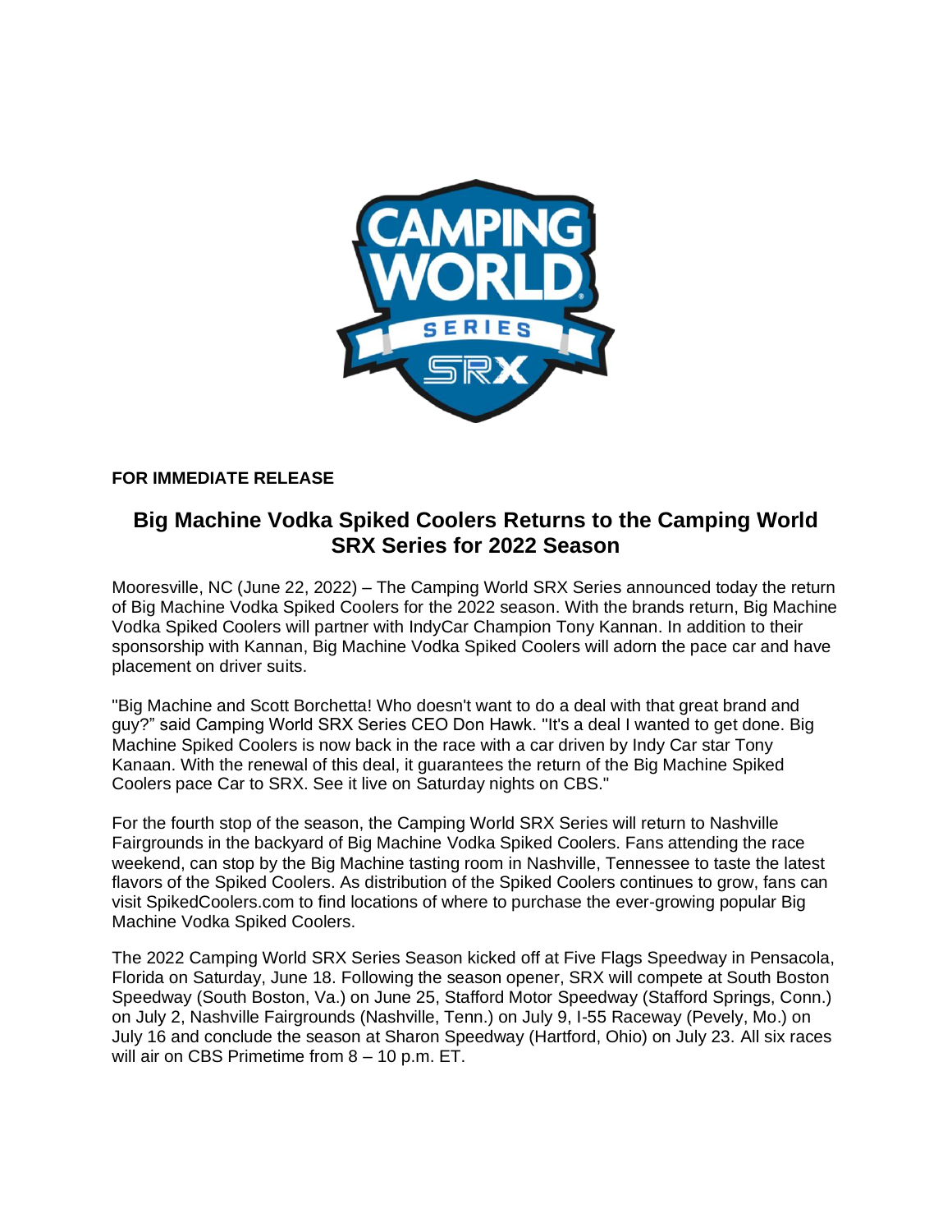**FOR IMMEDIATE RELEASE**

# Big Machine Vodka Spiked Coolers Returns to the Camping World SRX Series for 2022 Season

Mooresville, NC (June 22, 2022) – The Camping World SRX Series announced today the return of Big Machine Vodka Spiked Coolers for the 2022 season. With the brands return, Big Machine Vodka Spiked Coolers will partner with IndyCar Champion Tony Kannan. In addition to their sponsorship with Kannan, Big Machine Vodka Spiked Coolers will adorn the pace car and have placement on driver suits.

"Big Machine and Scott Borchetta! Who doesn't want to do a deal with that great brand and guy?" said Camping World SRX Series CEO Don Hawk. "It's a deal I wanted to get done. Big Machine Spiked Coolers is now back in the race with a car driven by Indy Car star Tony Kanaan. With the renewal of this deal, it guarantees the return of the Big Machine Spiked Coolers pace Car to SRX. See it live on Saturday nights on CBS."

For the fourth stop of the season, the Camping World SRX Series will return to Nashville Fairgrounds in the backyard of Big Machine Vodka Spiked Coolers. Fans attending the race weekend, can stop by the Big Machine tasting room in Nashville, Tennessee to taste the latest flavors of the Spiked Coolers. As distribution of the Spiked Coolers continues to grow, fans can visit SpikedCoolers.com to find locations of where to purchase the ever-growing popular Big Machine Vodka Spiked Coolers.

The 2022 Camping World SRX Series Season kicked off at Five Flags Speedway in Pensacola, Florida on Saturday, June 18. Following the season opener, SRX will compete at South Boston Speedway (South Boston, Va.) on June 25, Stafford Motor Speedway (Stafford Springs, Conn.) on July 2, Nashville Fairgrounds (Nashville, Tenn.) on July 9, I-55 Raceway (Pevely, Mo.) on July 16 and conclude the season at Sharon Speedway (Hartford, Ohio) on July 23. All six races will air on CBS Primetime from 8 – 10 p.m. ET.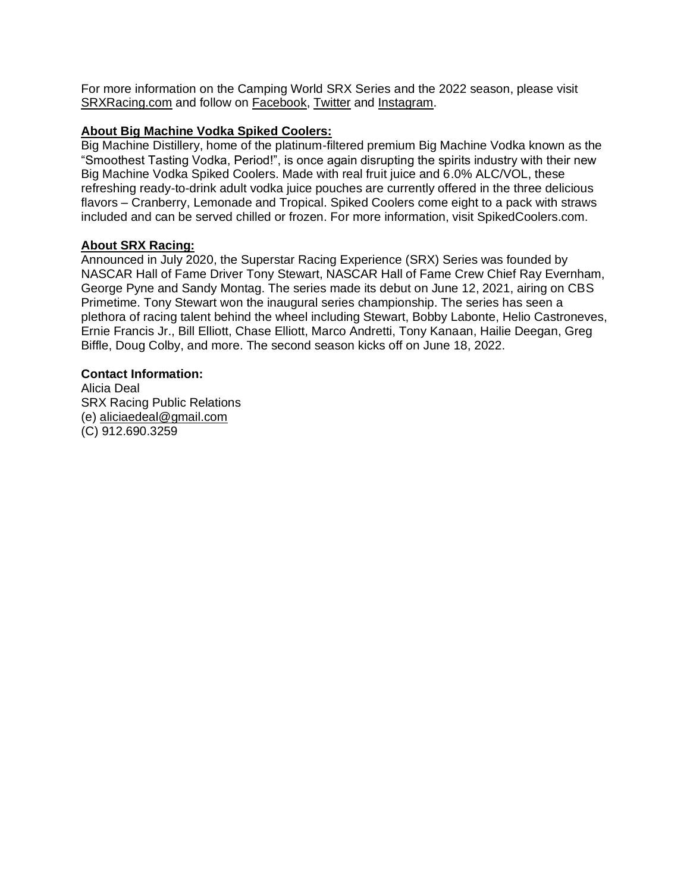For more information on the Camping World SRX Series and the 2022 season, please visit SRXRacing.com and follow on Facebook, Twitter and Instagram.

**About Big Machine Vodka Spiked Coolers:**

Big Machine Distillery, home of the platinum-filtered premium Big Machine Vodka known as the "Smoothest Tasting Vodka, Period!", is once again disrupting the spirits industry with their new Big Machine Vodka Spiked Coolers. Made with real fruit juice and 6.0% ALC/VOL, these refreshing ready-to-drink adult vodka juice pouches are currently offered in the three delicious flavors – Cranberry, Lemonade and Tropical. Spiked Coolers come eight to a pack with straws included and can be served chilled or frozen. For more information, visit SpikedCoolers.com.

**About SRX Racing:**

Announced in July 2020, the Superstar Racing Experience (SRX) Series was founded by NASCAR Hall of Fame Driver Tony Stewart, NASCAR Hall of Fame Crew Chief Ray Evernham, George Pyne and Sandy Montag. The series made its debut on June 12, 2021, airing on CBS Primetime. Tony Stewart won the inaugural series championship. The series has seen a plethora of racing talent behind the wheel including Stewart, Bobby Labonte, Helio Castroneves, Ernie Francis Jr., Bill Elliott, Chase Elliott, Marco Andretti, Tony Kanaan, Hailie Deegan, Greg Biffle, Doug Colby, and more. The second season kicks off on June 18, 2022.

**Contact Information:**

Alicia Deal
SRX Racing Public Relations
(e) aliciaedeal@gmail.com
(C) 912.690.3259